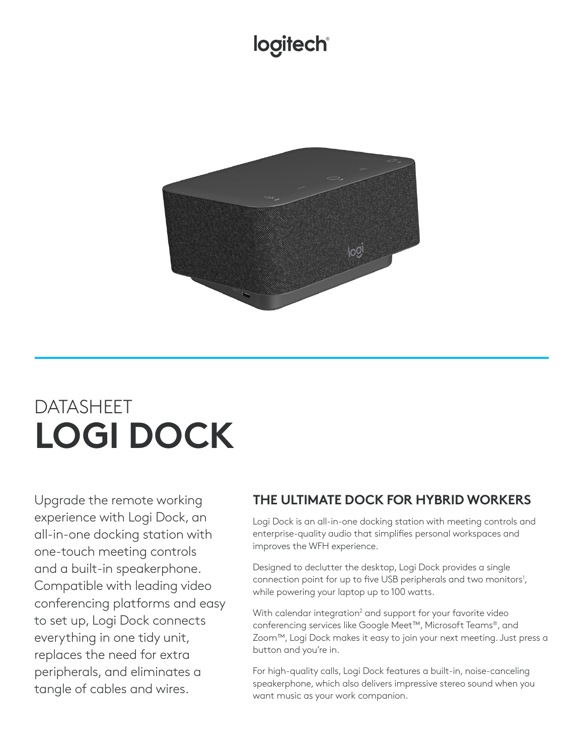logitech

DATASHEET

# LOGI DOCK

Upgrade the remote working experience with Logi Dock, an all-in-one docking station with one-touch meeting controls and a built-in speakerphone. Compatible with leading video conferencing platforms and easy to set up, Logi Dock connects everything in one tidy unit, replaces the need for extra peripherals, and eliminates a tangle of cables and wires.

## THE ULTIMATE DOCK FOR HYBRID WORKERS

Logi Dock is an all-in-one docking station with meeting controls and enterprise-quality audio that simplifies personal workspaces and improves the WFH experience.

Designed to declutter the desktop, Logi Dock provides a single connection point for up to five USB peripherals and two monitors[1], while powering your laptop up to 100 watts.

With calendar integration[2] and support for your favorite video conferencing services like Google Meet™, Microsoft Teams®, and Zoom™, Logi Dock makes it easy to join your next meeting. Just press a button and you're in.

For high-quality calls, Logi Dock features a built-in, noise-canceling speakerphone, which also delivers impressive stereo sound when you want music as your work companion.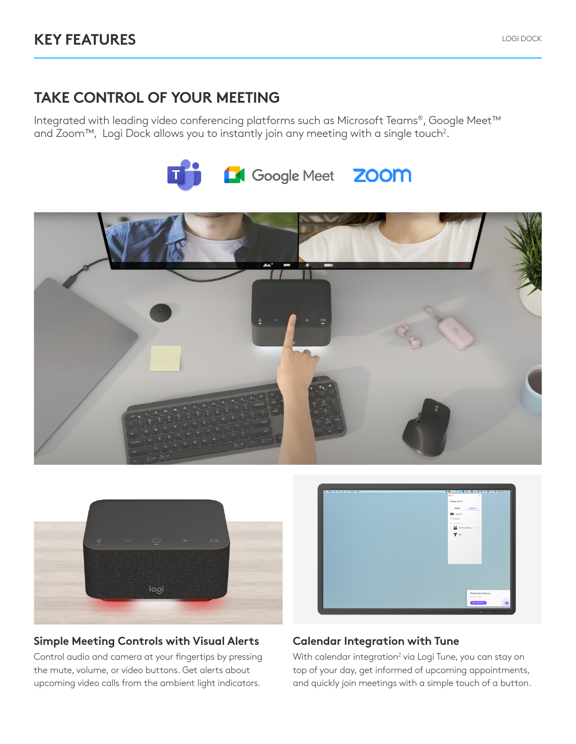# KEY FEATURES

## TAKE CONTROL OF YOUR MEETING

Integrated with leading video conferencing platforms such as Microsoft Teams®, Google Meet™ and Zoom™, Logi Dock allows you to instantly join any meeting with a single touch[2].

### Simple Meeting Controls with Visual Alerts

Control audio and camera at your fingertips by pressing the mute, volume, or video buttons. Get alerts about upcoming video calls from the ambient light indicators.

### Calendar Integration with Tune

With calendar integration[2] via Logi Tune, you can stay on top of your day, get informed of upcoming appointments, and quickly join meetings with a simple touch of a button.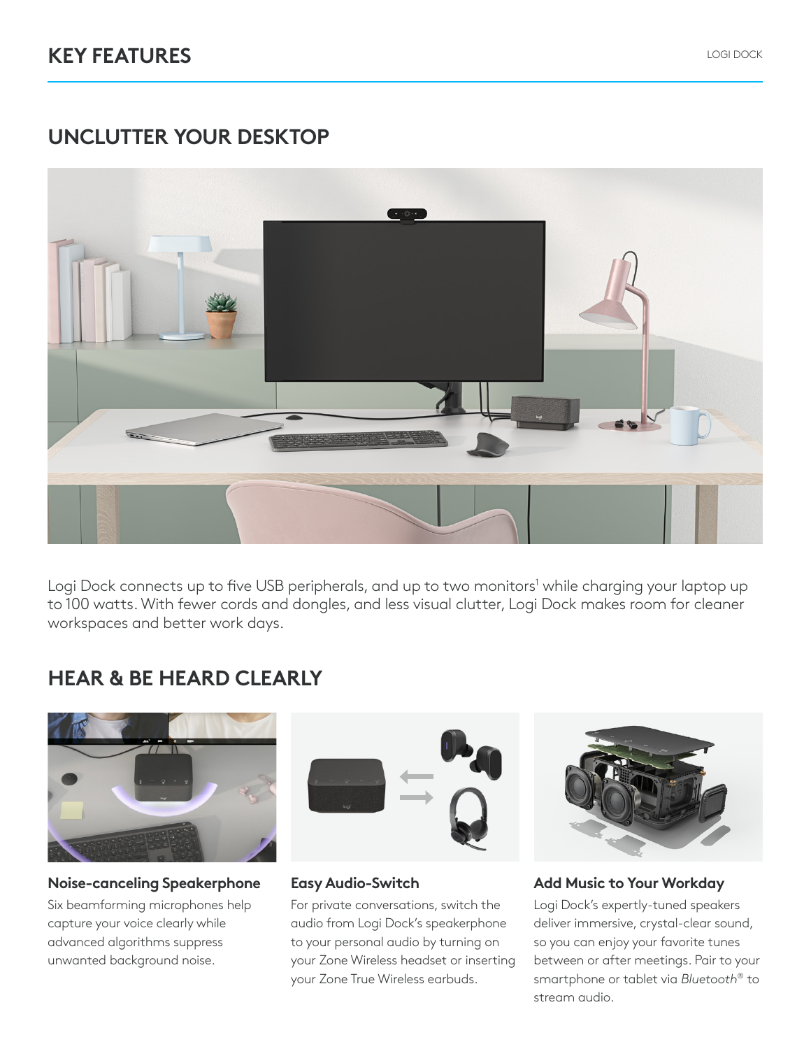# KEY FEATURES

## UNCLUTTER YOUR DESKTOP

Logi Dock connects up to five USB peripherals, and up to two monitors[1] while charging your laptop up to 100 watts. With fewer cords and dongles, and less visual clutter, Logi Dock makes room for cleaner workspaces and better work days.

## HEAR & BE HEARD CLEARLY

### Noise-canceling Speakerphone

Six beamforming microphones help capture your voice clearly while advanced algorithms suppress unwanted background noise.

### Easy Audio-Switch

For private conversations, switch the audio from Logi Dock's speakerphone to your personal audio by turning on your Zone Wireless headset or inserting your Zone True Wireless earbuds.

### Add Music to Your Workday

Logi Dock's expertly-tuned speakers deliver immersive, crystal-clear sound, so you can enjoy your favorite tunes between or after meetings. Pair to your smartphone or tablet via *Bluetooth*® to stream audio.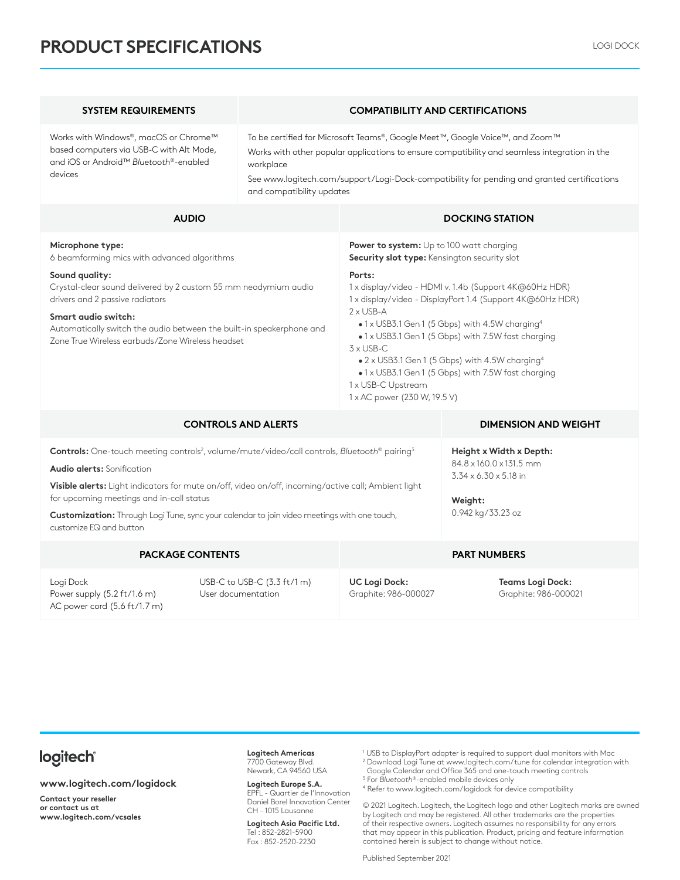# PRODUCT SPECIFICATIONS

## SYSTEM REQUIREMENTS

Works with Windows®, macOS or Chrome™ based computers via USB-C with Alt Mode, and iOS or Android™ *Bluetooth*®-enabled devices

## COMPATIBILITY AND CERTIFICATIONS

To be certified for Microsoft Teams®, Google Meet™, Google Voice™, and Zoom™

Works with other popular applications to ensure compatibility and seamless integration in the workplace

See www.logitech.com/support/Logi-Dock-compatibility for pending and granted certifications and compatibility updates

## AUDIO

**Microphone type:**
6 beamforming mics with advanced algorithms

**Sound quality:**
Crystal-clear sound delivered by 2 custom 55 mm neodymium audio drivers and 2 passive radiators

**Smart audio switch:**
Automatically switch the audio between the built-in speakerphone and Zone True Wireless earbuds/Zone Wireless headset

## DOCKING STATION

**Power to system:** Up to 100 watt charging
**Security slot type:** Kensington security slot

**Ports:**
1 x display/video - HDMI v. 1.4b (Support 4K@60Hz HDR)
1 x display/video - DisplayPort 1.4 (Support 4K@60Hz HDR)
2 x USB-A

- 1 x USB3.1 Gen 1 (5 Gbps) with 4.5W charging[4]
- 1 x USB3.1 Gen 1 (5 Gbps) with 7.5W fast charging

3 x USB-C

- 2 x USB3.1 Gen 1 (5 Gbps) with 4.5W charging[4]
- 1 x USB3.1 Gen 1 (5 Gbps) with 7.5W fast charging

1 x USB-C Upstream
1 x AC power (230 W, 19.5 V)

## CONTROLS AND ALERTS

**Controls:** One-touch meeting controls[2], volume/mute/video/call controls, *Bluetooth*® pairing[3]

**Audio alerts:** Sonification

**Visible alerts:** Light indicators for mute on/off, video on/off, incoming/active call; Ambient light for upcoming meetings and in-call status

**Customization:** Through Logi Tune, sync your calendar to join video meetings with one touch, customize EQ and button

## DIMENSION AND WEIGHT

**Height x Width x Depth:**
84.8 x 160.0 x 131.5 mm
3.34 x 6.30 x 5.18 in

**Weight:**
0.942 kg/33.23 oz

## PACKAGE CONTENTS

Logi Dock
Power supply (5.2 ft/1.6 m)
AC power cord (5.6 ft/1.7 m)
USB-C to USB-C (3.3 ft/1 m)
User documentation

## PART NUMBERS

**UC Logi Dock:**
Graphite: 986-000027

**Teams Logi Dock:**
Graphite: 986-000021

---

logitech

**www.logitech.com/logidock**

**Contact your reseller or contact us at www.logitech.com/vcsales**

**Logitech Americas**
7700 Gateway Blvd.
Newark, CA 94560 USA

**Logitech Europe S.A.**
EPFL - Quartier de l'Innovation
Daniel Borel Innovation Center
CH - 1015 Lausanne

**Logitech Asia Pacific Ltd.**
Tel : 852-2821-5900
Fax : 852-2520-2230

[1] USB to DisplayPort adapter is required to support dual monitors with Mac
[2] Download Logi Tune at www.logitech.com/tune for calendar integration with Google Calendar and Office 365 and one-touch meeting controls
[3] For *Bluetooth*®-enabled mobile devices only
[4] Refer to www.logitech.com/logidock for device compatibility

© 2021 Logitech. Logitech, the Logitech logo and other Logitech marks are owned by Logitech and may be registered. All other trademarks are the properties of their respective owners. Logitech assumes no responsibility for any errors that may appear in this publication. Product, pricing and feature information contained herein is subject to change without notice.

Published September 2021